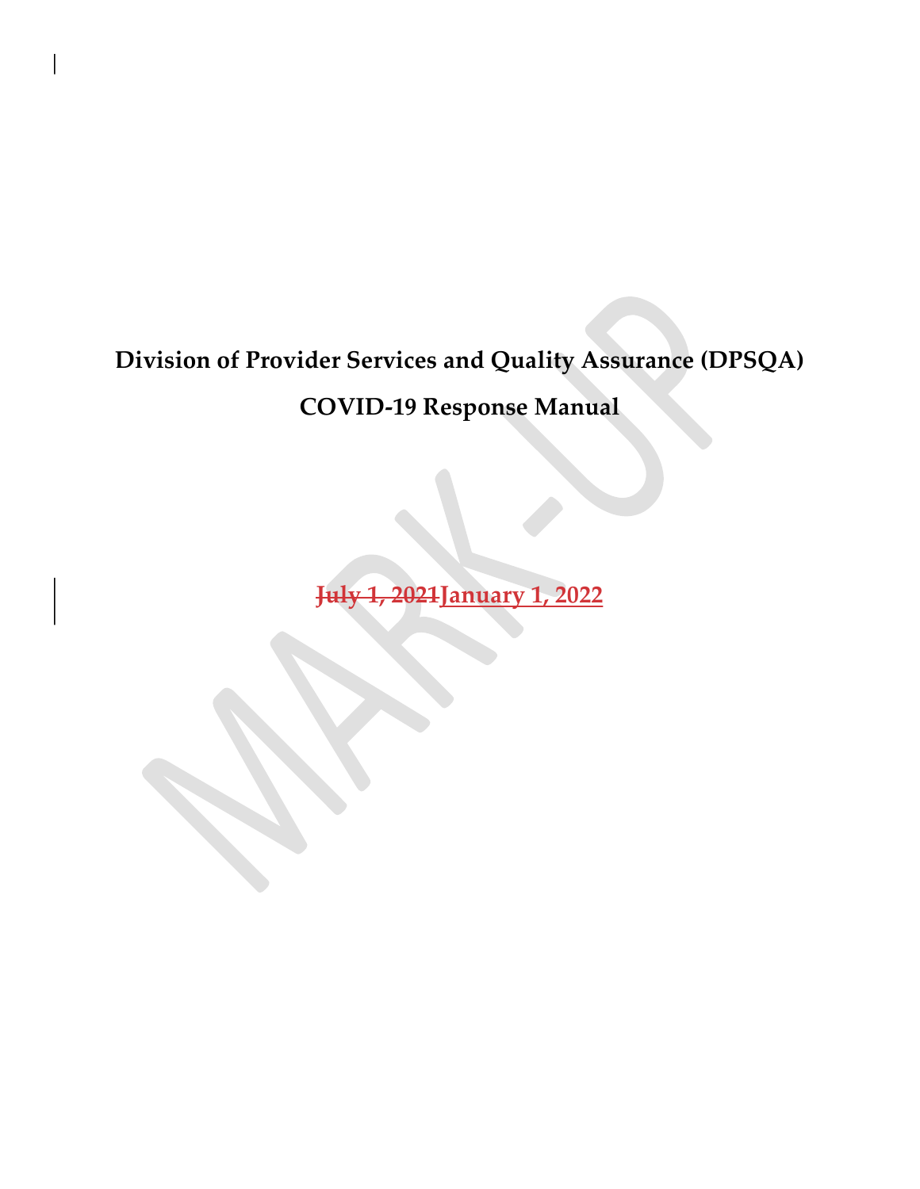# Division of Provider Services and Quality Assurance (DPSQA)

# COVID-19 Response Manual

~~July 1, 2021~~**January 1, 2022**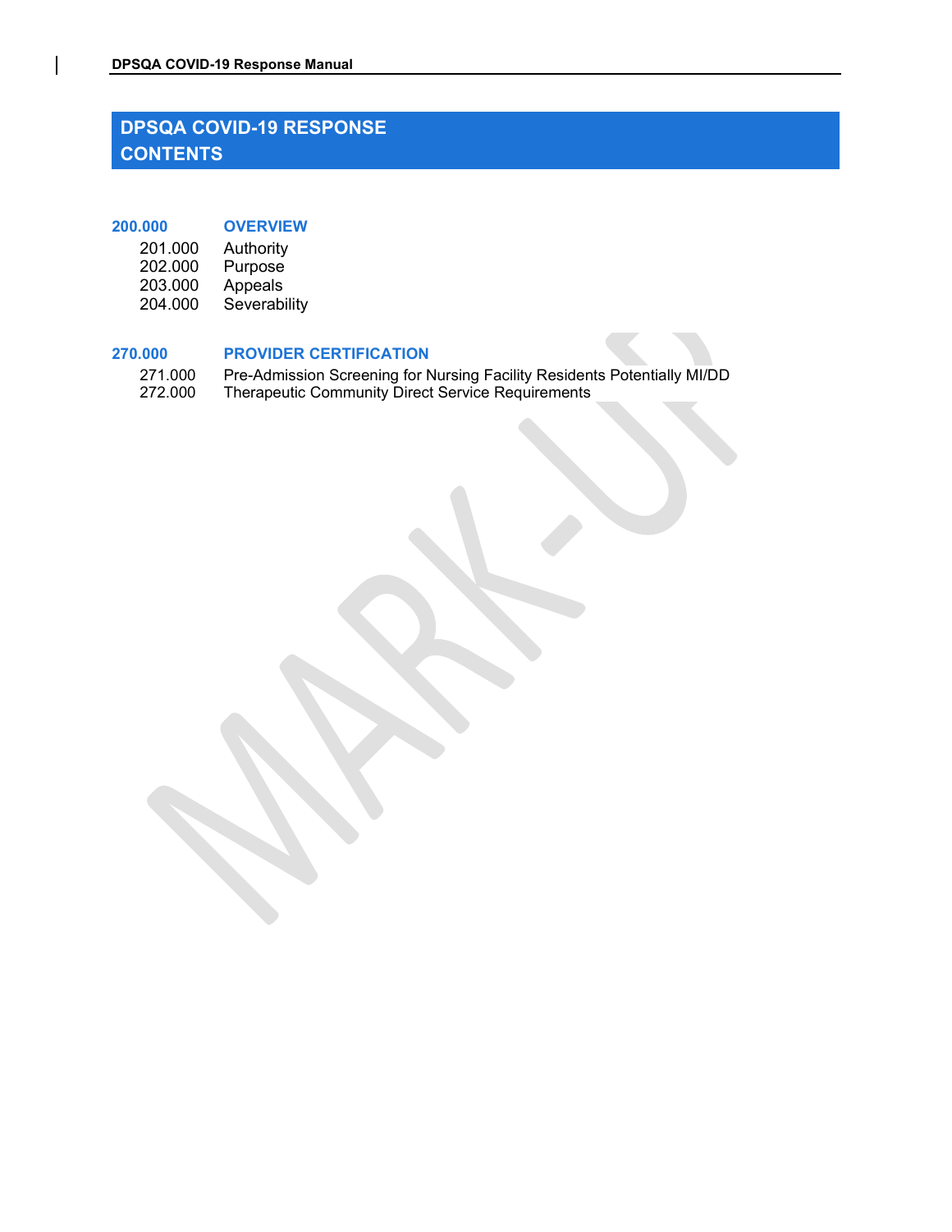# DPSQA COVID-19 RESPONSE CONTENTS

**200.000 OVERVIEW**

- 201.000 Authority
- 202.000 Purpose
- 203.000 Appeals
- 204.000 Severability

**270.000 PROVIDER CERTIFICATION**

- 271.000 Pre-Admission Screening for Nursing Facility Residents Potentially MI/DD
- 272.000 Therapeutic Community Direct Service Requirements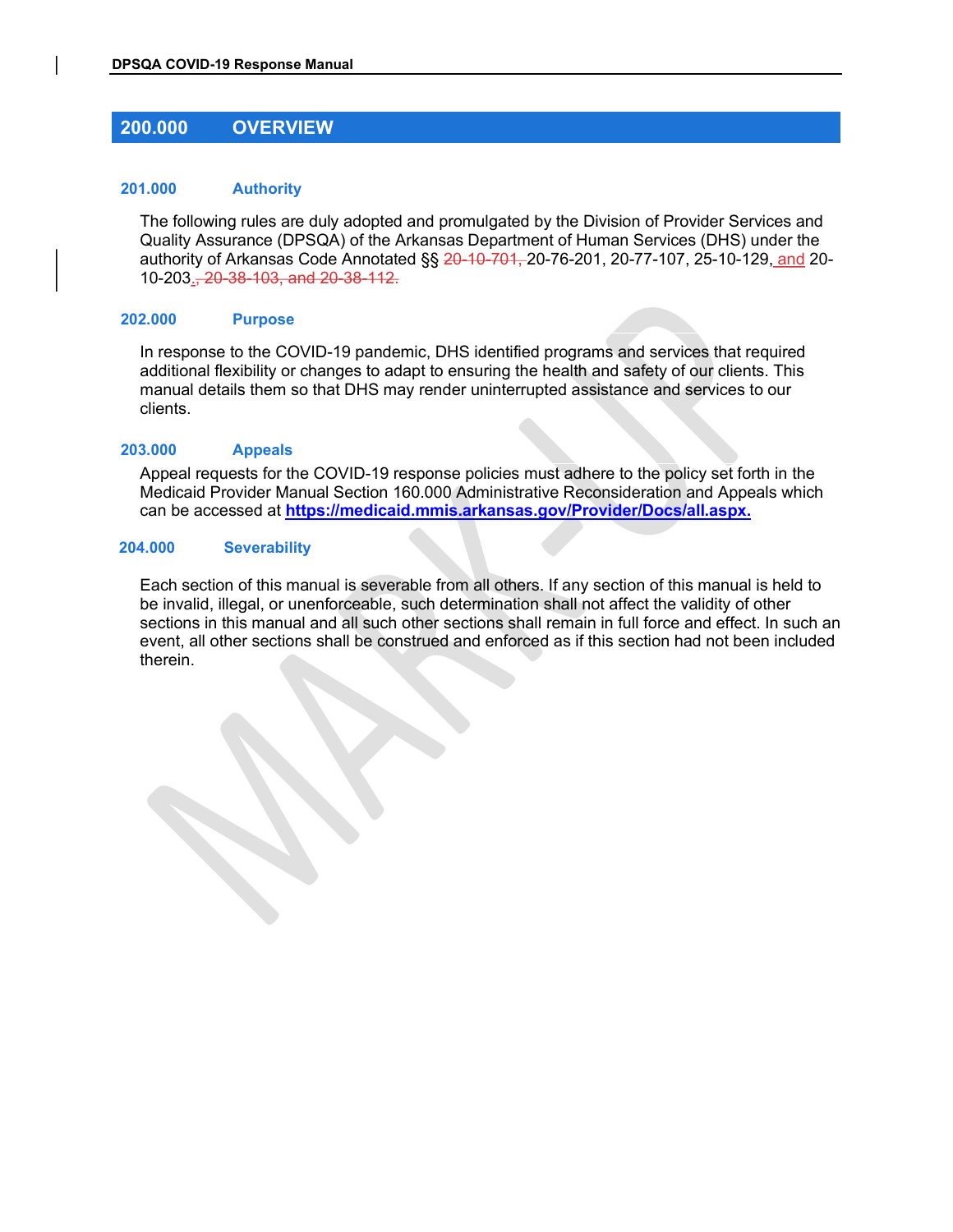## 200.000 OVERVIEW

### 201.000 Authority

The following rules are duly adopted and promulgated by the Division of Provider Services and Quality Assurance (DPSQA) of the Arkansas Department of Human Services (DHS) under the authority of Arkansas Code Annotated §§ ~~20-10-701,~~ 20-76-201, 20-77-107, 25-10-129, and 20-10-203~~., 20-38-103, and 20-38-112.~~

### 202.000 Purpose

In response to the COVID-19 pandemic, DHS identified programs and services that required additional flexibility or changes to adapt to ensuring the health and safety of our clients. This manual details them so that DHS may render uninterrupted assistance and services to our clients.

### 203.000 Appeals

Appeal requests for the COVID-19 response policies must adhere to the policy set forth in the Medicaid Provider Manual Section 160.000 Administrative Reconsideration and Appeals which can be accessed at **https://medicaid.mmis.arkansas.gov/Provider/Docs/all.aspx.**

### 204.000 Severability

Each section of this manual is severable from all others. If any section of this manual is held to be invalid, illegal, or unenforceable, such determination shall not affect the validity of other sections in this manual and all such other sections shall remain in full force and effect. In such an event, all other sections shall be construed and enforced as if this section had not been included therein.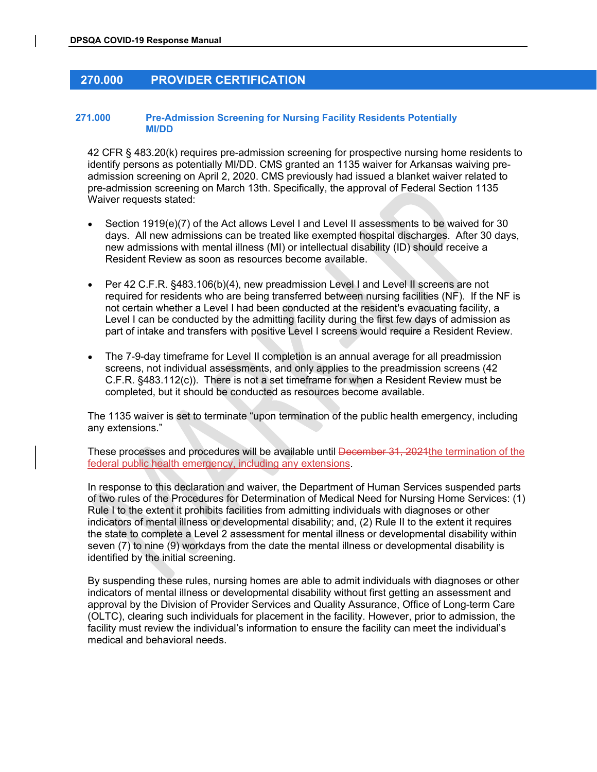## 270.000 PROVIDER CERTIFICATION

### 271.000 Pre-Admission Screening for Nursing Facility Residents Potentially MI/DD

42 CFR § 483.20(k) requires pre-admission screening for prospective nursing home residents to identify persons as potentially MI/DD. CMS granted an 1135 waiver for Arkansas waiving pre-admission screening on April 2, 2020. CMS previously had issued a blanket waiver related to pre-admission screening on March 13th. Specifically, the approval of Federal Section 1135 Waiver requests stated:

- Section 1919(e)(7) of the Act allows Level I and Level II assessments to be waived for 30 days. All new admissions can be treated like exempted hospital discharges. After 30 days, new admissions with mental illness (MI) or intellectual disability (ID) should receive a Resident Review as soon as resources become available.

- Per 42 C.F.R. §483.106(b)(4), new preadmission Level I and Level II screens are not required for residents who are being transferred between nursing facilities (NF). If the NF is not certain whether a Level I had been conducted at the resident's evacuating facility, a Level I can be conducted by the admitting facility during the first few days of admission as part of intake and transfers with positive Level I screens would require a Resident Review.

- The 7-9-day timeframe for Level II completion is an annual average for all preadmission screens, not individual assessments, and only applies to the preadmission screens (42 C.F.R. §483.112(c)). There is not a set timeframe for when a Resident Review must be completed, but it should be conducted as resources become available.

The 1135 waiver is set to terminate "upon termination of the public health emergency, including any extensions."

These processes and procedures will be available until ~~December 31, 2021~~the termination of the federal public health emergency, including any extensions.

In response to this declaration and waiver, the Department of Human Services suspended parts of two rules of the Procedures for Determination of Medical Need for Nursing Home Services: (1) Rule I to the extent it prohibits facilities from admitting individuals with diagnoses or other indicators of mental illness or developmental disability; and, (2) Rule II to the extent it requires the state to complete a Level 2 assessment for mental illness or developmental disability within seven (7) to nine (9) workdays from the date the mental illness or developmental disability is identified by the initial screening.

By suspending these rules, nursing homes are able to admit individuals with diagnoses or other indicators of mental illness or developmental disability without first getting an assessment and approval by the Division of Provider Services and Quality Assurance, Office of Long-term Care (OLTC), clearing such individuals for placement in the facility. However, prior to admission, the facility must review the individual's information to ensure the facility can meet the individual's medical and behavioral needs.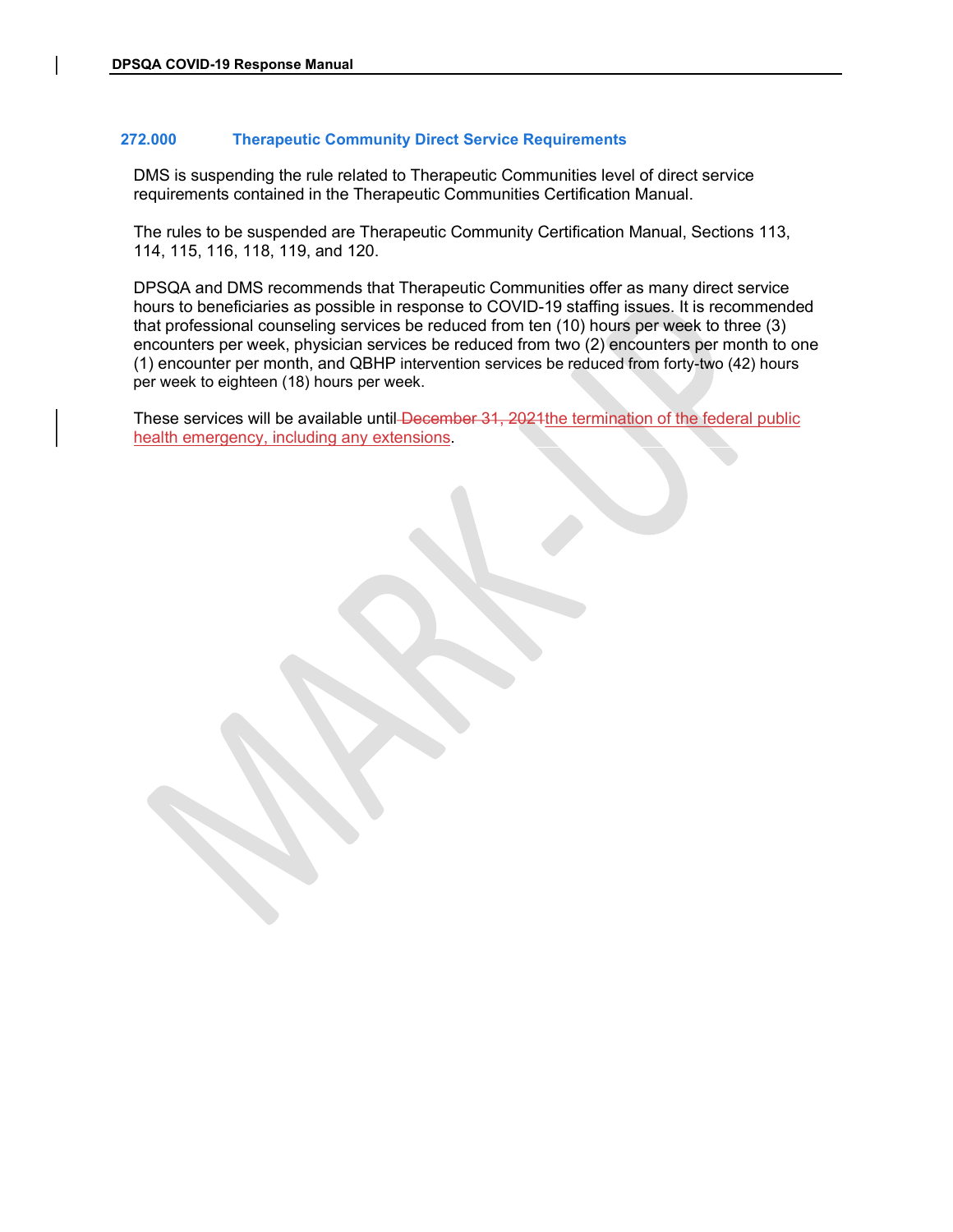### 272.000 Therapeutic Community Direct Service Requirements

DMS is suspending the rule related to Therapeutic Communities level of direct service requirements contained in the Therapeutic Communities Certification Manual.

The rules to be suspended are Therapeutic Community Certification Manual, Sections 113, 114, 115, 116, 118, 119, and 120.

DPSQA and DMS recommends that Therapeutic Communities offer as many direct service hours to beneficiaries as possible in response to COVID-19 staffing issues. It is recommended that professional counseling services be reduced from ten (10) hours per week to three (3) encounters per week, physician services be reduced from two (2) encounters per month to one (1) encounter per month, and QBHP intervention services be reduced from forty-two (42) hours per week to eighteen (18) hours per week.

These services will be available until ~~December 31, 2021~~the termination of the federal public health emergency, including any extensions.